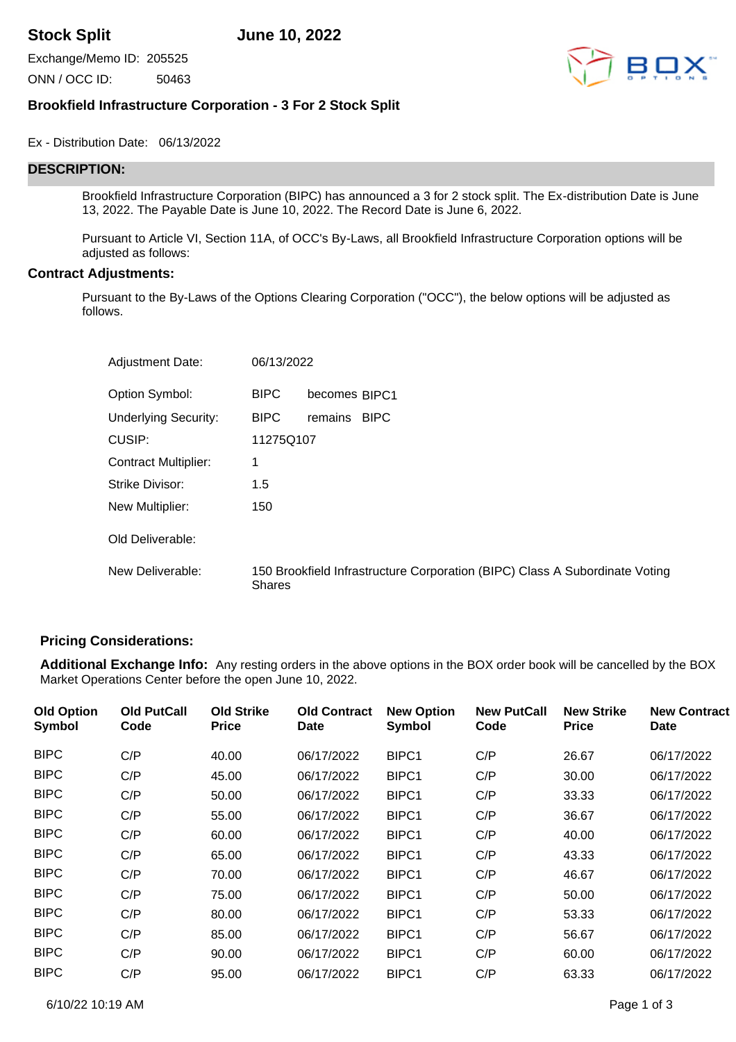# Stock Split

**June 10, 2022**

Exchange/Memo ID: 205525

ONN / OCC ID: 50463

## Brookfield Infrastructure Corporation - 3 For 2 Stock Split

Ex - Distribution Date: 06/13/2022

## DESCRIPTION:

Brookfield Infrastructure Corporation (BIPC) has announced a 3 for 2 stock split. The Ex-distribution Date is June 13, 2022. The Payable Date is June 10, 2022. The Record Date is June 6, 2022.

Pursuant to Article VI, Section 11A, of OCC's By-Laws, all Brookfield Infrastructure Corporation options will be adjusted as follows:

## Contract Adjustments:

Pursuant to the By-Laws of the Options Clearing Corporation ("OCC"), the below options will be adjusted as follows.

| | |
|---|---|
| Adjustment Date: | 06/13/2022 |
| Option Symbol: | BIPC becomes BIPC1 |
| Underlying Security: | BIPC remains BIPC |
| CUSIP: | 11275Q107 |
| Contract Multiplier: | 1 |
| Strike Divisor: | 1.5 |
| New Multiplier: | 150 |
| Old Deliverable: | |
| New Deliverable: | 150 Brookfield Infrastructure Corporation (BIPC) Class A Subordinate Voting Shares |

### Pricing Considerations:

**Additional Exchange Info:** Any resting orders in the above options in the BOX order book will be cancelled by the BOX Market Operations Center before the open June 10, 2022.

| Old Option Symbol | Old PutCall Code | Old Strike Price | Old Contract Date | New Option Symbol | New PutCall Code | New Strike Price | New Contract Date |
|---|---|---|---|---|---|---|---|
| BIPC | C/P | 40.00 | 06/17/2022 | BIPC1 | C/P | 26.67 | 06/17/2022 |
| BIPC | C/P | 45.00 | 06/17/2022 | BIPC1 | C/P | 30.00 | 06/17/2022 |
| BIPC | C/P | 50.00 | 06/17/2022 | BIPC1 | C/P | 33.33 | 06/17/2022 |
| BIPC | C/P | 55.00 | 06/17/2022 | BIPC1 | C/P | 36.67 | 06/17/2022 |
| BIPC | C/P | 60.00 | 06/17/2022 | BIPC1 | C/P | 40.00 | 06/17/2022 |
| BIPC | C/P | 65.00 | 06/17/2022 | BIPC1 | C/P | 43.33 | 06/17/2022 |
| BIPC | C/P | 70.00 | 06/17/2022 | BIPC1 | C/P | 46.67 | 06/17/2022 |
| BIPC | C/P | 75.00 | 06/17/2022 | BIPC1 | C/P | 50.00 | 06/17/2022 |
| BIPC | C/P | 80.00 | 06/17/2022 | BIPC1 | C/P | 53.33 | 06/17/2022 |
| BIPC | C/P | 85.00 | 06/17/2022 | BIPC1 | C/P | 56.67 | 06/17/2022 |
| BIPC | C/P | 90.00 | 06/17/2022 | BIPC1 | C/P | 60.00 | 06/17/2022 |
| BIPC | C/P | 95.00 | 06/17/2022 | BIPC1 | C/P | 63.33 | 06/17/2022 |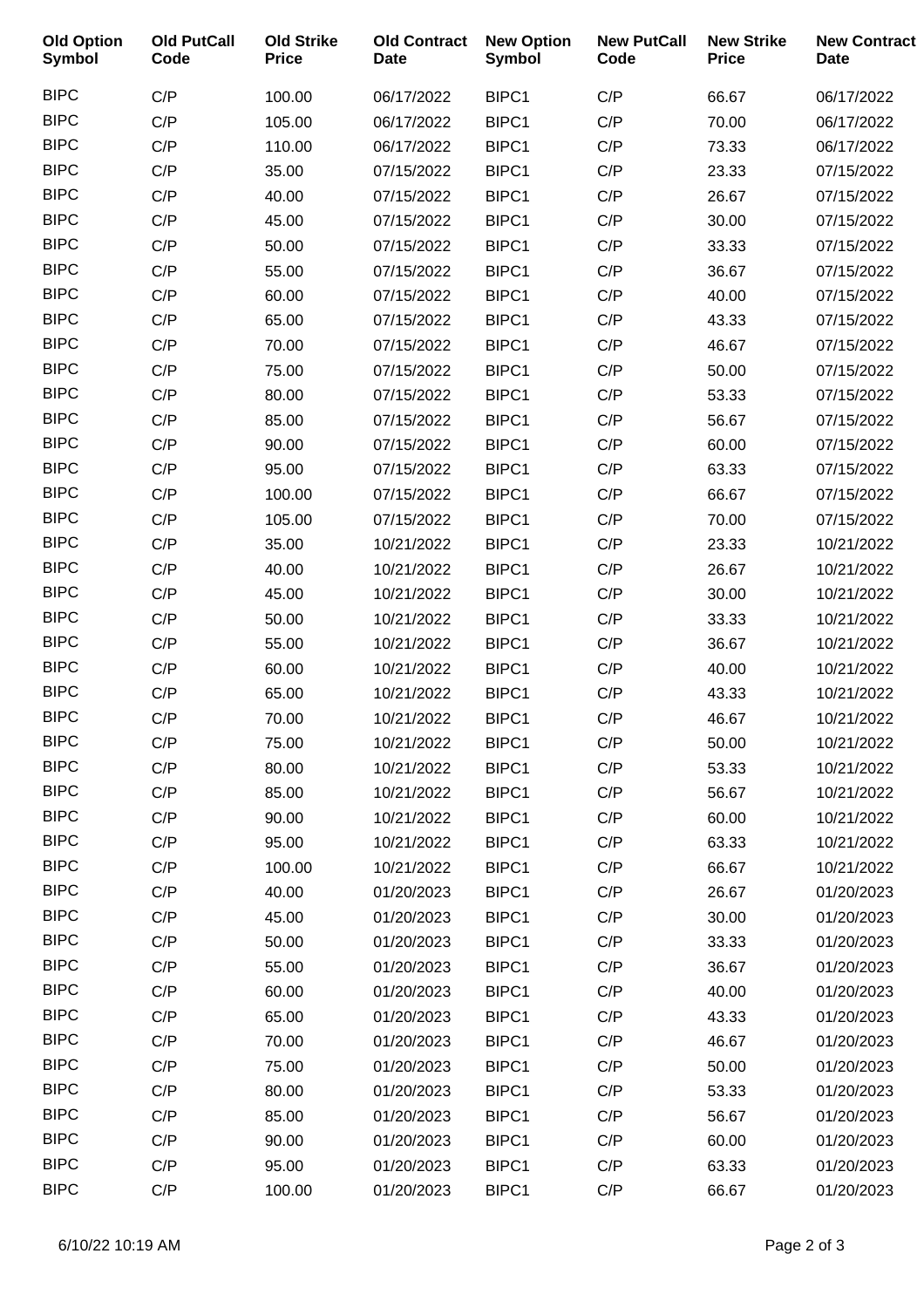| Old Option Symbol | Old PutCall Code | Old Strike Price | Old Contract Date | New Option Symbol | New PutCall Code | New Strike Price | New Contract Date |
|---|---|---|---|---|---|---|---|
| BIPC | C/P | 100.00 | 06/17/2022 | BIPC1 | C/P | 66.67 | 06/17/2022 |
| BIPC | C/P | 105.00 | 06/17/2022 | BIPC1 | C/P | 70.00 | 06/17/2022 |
| BIPC | C/P | 110.00 | 06/17/2022 | BIPC1 | C/P | 73.33 | 06/17/2022 |
| BIPC | C/P | 35.00 | 07/15/2022 | BIPC1 | C/P | 23.33 | 07/15/2022 |
| BIPC | C/P | 40.00 | 07/15/2022 | BIPC1 | C/P | 26.67 | 07/15/2022 |
| BIPC | C/P | 45.00 | 07/15/2022 | BIPC1 | C/P | 30.00 | 07/15/2022 |
| BIPC | C/P | 50.00 | 07/15/2022 | BIPC1 | C/P | 33.33 | 07/15/2022 |
| BIPC | C/P | 55.00 | 07/15/2022 | BIPC1 | C/P | 36.67 | 07/15/2022 |
| BIPC | C/P | 60.00 | 07/15/2022 | BIPC1 | C/P | 40.00 | 07/15/2022 |
| BIPC | C/P | 65.00 | 07/15/2022 | BIPC1 | C/P | 43.33 | 07/15/2022 |
| BIPC | C/P | 70.00 | 07/15/2022 | BIPC1 | C/P | 46.67 | 07/15/2022 |
| BIPC | C/P | 75.00 | 07/15/2022 | BIPC1 | C/P | 50.00 | 07/15/2022 |
| BIPC | C/P | 80.00 | 07/15/2022 | BIPC1 | C/P | 53.33 | 07/15/2022 |
| BIPC | C/P | 85.00 | 07/15/2022 | BIPC1 | C/P | 56.67 | 07/15/2022 |
| BIPC | C/P | 90.00 | 07/15/2022 | BIPC1 | C/P | 60.00 | 07/15/2022 |
| BIPC | C/P | 95.00 | 07/15/2022 | BIPC1 | C/P | 63.33 | 07/15/2022 |
| BIPC | C/P | 100.00 | 07/15/2022 | BIPC1 | C/P | 66.67 | 07/15/2022 |
| BIPC | C/P | 105.00 | 07/15/2022 | BIPC1 | C/P | 70.00 | 07/15/2022 |
| BIPC | C/P | 35.00 | 10/21/2022 | BIPC1 | C/P | 23.33 | 10/21/2022 |
| BIPC | C/P | 40.00 | 10/21/2022 | BIPC1 | C/P | 26.67 | 10/21/2022 |
| BIPC | C/P | 45.00 | 10/21/2022 | BIPC1 | C/P | 30.00 | 10/21/2022 |
| BIPC | C/P | 50.00 | 10/21/2022 | BIPC1 | C/P | 33.33 | 10/21/2022 |
| BIPC | C/P | 55.00 | 10/21/2022 | BIPC1 | C/P | 36.67 | 10/21/2022 |
| BIPC | C/P | 60.00 | 10/21/2022 | BIPC1 | C/P | 40.00 | 10/21/2022 |
| BIPC | C/P | 65.00 | 10/21/2022 | BIPC1 | C/P | 43.33 | 10/21/2022 |
| BIPC | C/P | 70.00 | 10/21/2022 | BIPC1 | C/P | 46.67 | 10/21/2022 |
| BIPC | C/P | 75.00 | 10/21/2022 | BIPC1 | C/P | 50.00 | 10/21/2022 |
| BIPC | C/P | 80.00 | 10/21/2022 | BIPC1 | C/P | 53.33 | 10/21/2022 |
| BIPC | C/P | 85.00 | 10/21/2022 | BIPC1 | C/P | 56.67 | 10/21/2022 |
| BIPC | C/P | 90.00 | 10/21/2022 | BIPC1 | C/P | 60.00 | 10/21/2022 |
| BIPC | C/P | 95.00 | 10/21/2022 | BIPC1 | C/P | 63.33 | 10/21/2022 |
| BIPC | C/P | 100.00 | 10/21/2022 | BIPC1 | C/P | 66.67 | 10/21/2022 |
| BIPC | C/P | 40.00 | 01/20/2023 | BIPC1 | C/P | 26.67 | 01/20/2023 |
| BIPC | C/P | 45.00 | 01/20/2023 | BIPC1 | C/P | 30.00 | 01/20/2023 |
| BIPC | C/P | 50.00 | 01/20/2023 | BIPC1 | C/P | 33.33 | 01/20/2023 |
| BIPC | C/P | 55.00 | 01/20/2023 | BIPC1 | C/P | 36.67 | 01/20/2023 |
| BIPC | C/P | 60.00 | 01/20/2023 | BIPC1 | C/P | 40.00 | 01/20/2023 |
| BIPC | C/P | 65.00 | 01/20/2023 | BIPC1 | C/P | 43.33 | 01/20/2023 |
| BIPC | C/P | 70.00 | 01/20/2023 | BIPC1 | C/P | 46.67 | 01/20/2023 |
| BIPC | C/P | 75.00 | 01/20/2023 | BIPC1 | C/P | 50.00 | 01/20/2023 |
| BIPC | C/P | 80.00 | 01/20/2023 | BIPC1 | C/P | 53.33 | 01/20/2023 |
| BIPC | C/P | 85.00 | 01/20/2023 | BIPC1 | C/P | 56.67 | 01/20/2023 |
| BIPC | C/P | 90.00 | 01/20/2023 | BIPC1 | C/P | 60.00 | 01/20/2023 |
| BIPC | C/P | 95.00 | 01/20/2023 | BIPC1 | C/P | 63.33 | 01/20/2023 |
| BIPC | C/P | 100.00 | 01/20/2023 | BIPC1 | C/P | 66.67 | 01/20/2023 |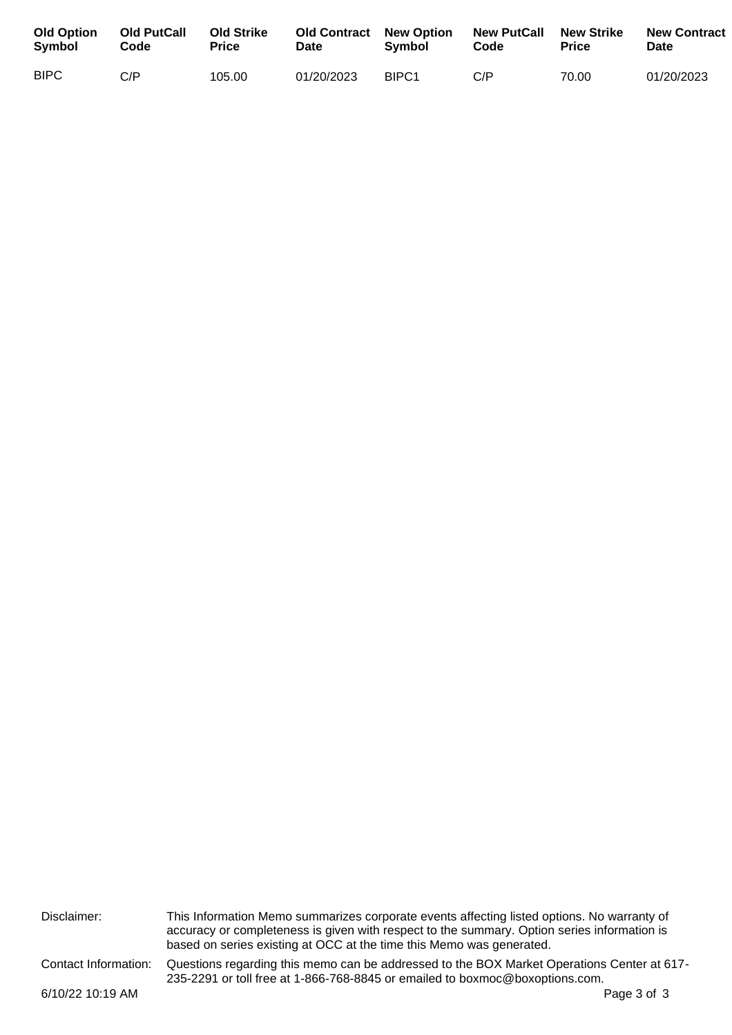| Old Option Symbol | Old PutCall Code | Old Strike Price | Old Contract Date | New Option Symbol | New PutCall Code | New Strike Price | New Contract Date |
|---|---|---|---|---|---|---|---|
| BIPC | C/P | 105.00 | 01/20/2023 | BIPC1 | C/P | 70.00 | 01/20/2023 |

Disclaimer: This Information Memo summarizes corporate events affecting listed options. No warranty of accuracy or completeness is given with respect to the summary. Option series information is based on series existing at OCC at the time this Memo was generated.

Contact Information: Questions regarding this memo can be addressed to the BOX Market Operations Center at 617-235-2291 or toll free at 1-866-768-8845 or emailed to boxmoc@boxoptions.com.

6/10/22 10:19 AM